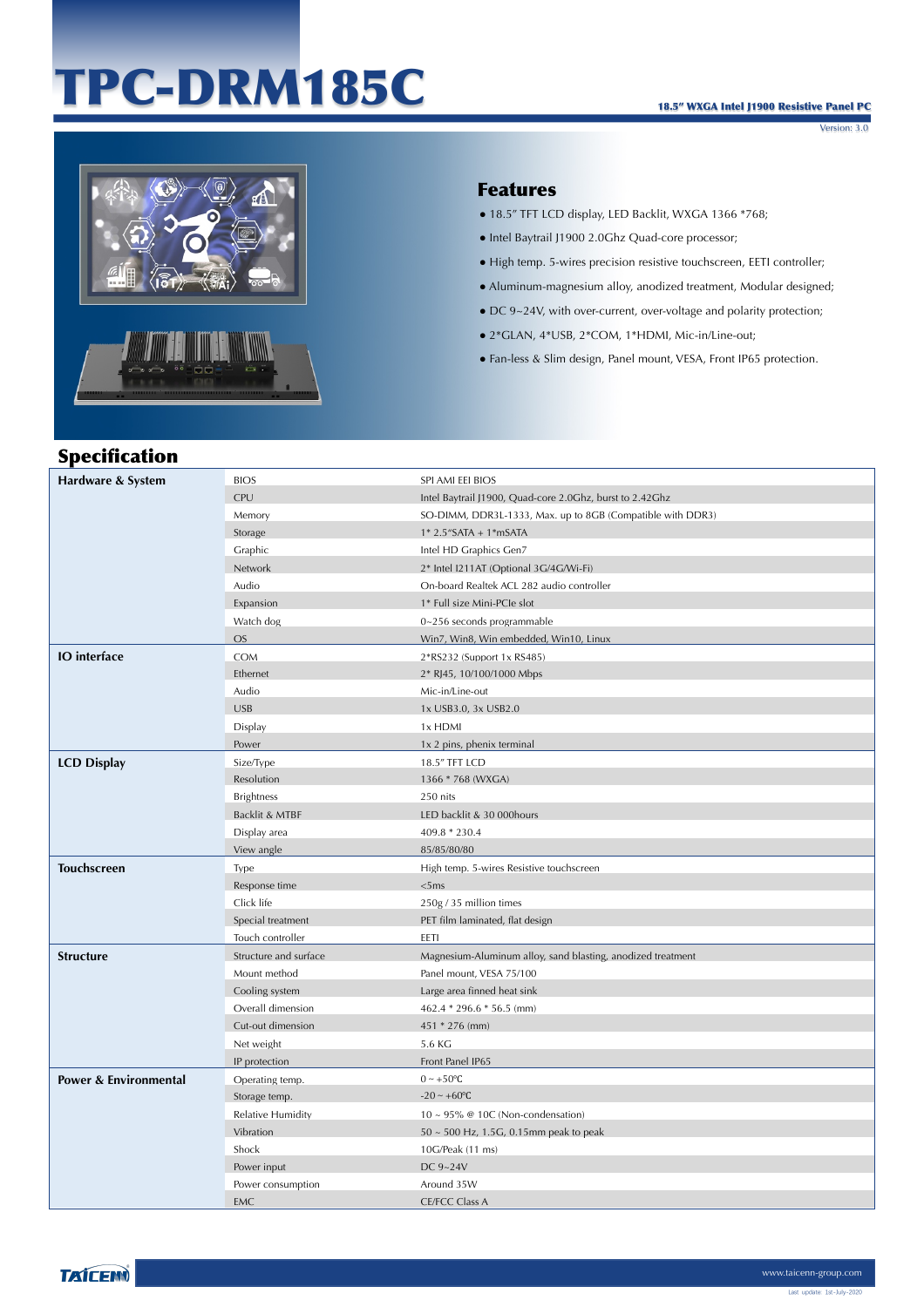# TPC-DRM185C

**18.5" WXGA Intel J1900 Resistive Panel PC**

Version: 3.0

## Features

- 18.5" TFT LCD display, LED Backlit, WXGA 1366 *768;
- Intel Baytrail J1900 2.0Ghz Quad-core processor;
- High temp. 5-wires precision resistive touchscreen, EETI controller;
- Aluminum-magnesium alloy, anodized treatment, Modular designed;
- DC 9~24V, with over-current, over-voltage and polarity protection;
- 2*GLAN, 4*USB, 2*COM, 1*HDMI, Mic-in/Line-out;
- Fan-less & Slim design, Panel mount, VESA, Front IP65 protection.

## Specification

| | | |
|---|---|---|
| **Hardware & System** | BIOS | SPI AMI EEI BIOS |
| | CPU | Intel Baytrail J1900, Quad-core 2.0Ghz, burst to 2.42Ghz |
| | Memory | SO-DIMM, DDR3L-1333, Max. up to 8GB (Compatible with DDR3) |
| | Storage | 1* 2.5"SATA + 1*mSATA |
| | Graphic | Intel HD Graphics Gen7 |
| | Network | 2* Intel I211AT (Optional 3G/4G/Wi-Fi) |
| | Audio | On-board Realtek ACL 282 audio controller |
| | Expansion | 1* Full size Mini-PCIe slot |
| | Watch dog | 0~256 seconds programmable |
| | OS | Win7, Win8, Win embedded, Win10, Linux |
| **IO interface** | COM | 2*RS232 (Support 1x RS485) |
| | Ethernet | 2* RJ45, 10/100/1000 Mbps |
| | Audio | Mic-in/Line-out |
| | USB | 1x USB3.0, 3x USB2.0 |
| | Display | 1x HDMI |
| | Power | 1x 2 pins, phenix terminal |
| **LCD Display** | Size/Type | 18.5" TFT LCD |
| | Resolution | 1366 * 768 (WXGA) |
| | Brightness | 250 nits |
| | Backlit & MTBF | LED backlit & 30 000hours |
| | Display area | 409.8 * 230.4 |
| | View angle | 85/85/80/80 |
| **Touchscreen** | Type | High temp. 5-wires Resistive touchscreen |
| | Response time | <5ms |
| | Click life | 250g / 35 million times |
| | Special treatment | PET film laminated, flat design |
| | Touch controller | EETI |
| **Structure** | Structure and surface | Magnesium-Aluminum alloy, sand blasting, anodized treatment |
| | Mount method | Panel mount, VESA 75/100 |
| | Cooling system | Large area finned heat sink |
| | Overall dimension | 462.4 * 296.6 * 56.5 (mm) |
| | Cut-out dimension | 451 * 276 (mm) |
| | Net weight | 5.6 KG |
| | IP protection | Front Panel IP65 |
| **Power & Environmental** | Operating temp. | 0 ~ +50℃ |
| | Storage temp. | -20 ~ +60℃ |
| | Relative Humidity | 10 ~ 95% @ 10C (Non-condensation) |
| | Vibration | 50 ~ 500 Hz, 1.5G, 0.15mm peak to peak |
| | Shock | 10G/Peak (11 ms) |
| | Power input | DC 9~24V |
| | Power consumption | Around 35W |
| | EMC | CE/FCC Class A |

TAICENN

www.taicenn-group.com

Last update: 1st-July-2020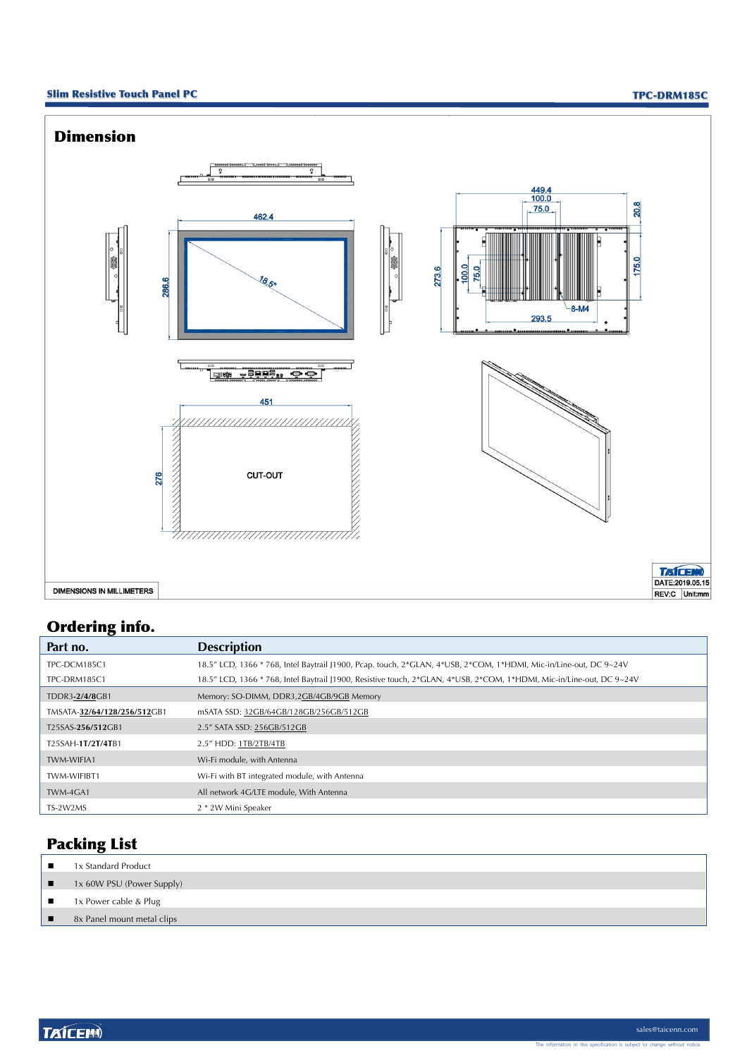## Dimension

462.4

286.6

18.5"

449.4
100.0
75.0

20.8

273.6

100.0

75.0

175.0

8-M4

293.5

451

276

CUT-OUT

DIMENSIONS IN MILLIMETERS

DATE:2019.05.15
REV:C Unit:mm

## Ordering info.

| Part no. | Description |
|---|---|
| TPC-DCM185C1 | 18.5" LCD, 1366 * 768, Intel Baytrail J1900, Pcap. touch, 2*GLAN, 4*USB, 2*COM, 1*HDMI, Mic-in/Line-out, DC 9~24V |
| TPC-DRM185C1 | 18.5" LCD, 1366 * 768, Intel Baytrail J1900, Resistive touch, 2*GLAN, 4*USB, 2*COM, 1*HDMI, Mic-in/Line-out, DC 9~24V |
| TDDR3-**2/4/8**GB1 | Memory: SO-DIMM, DDR3,2GB/4GB/9GB Memory |
| TMSATA-**32/64/128/256/512**GB1 | mSATA SSD: 32GB/64GB/128GB/256GB/512GB |
| T25SAS-**256/512**GB1 | 2.5" SATA SSD: 256GB/512GB |
| T25SAH-**1T/2T/4T**B1 | 2.5" HDD: 1TB/2TB/4TB |
| TWM-WIFIA1 | Wi-Fi module, with Antenna |
| TWM-WIFIBT1 | Wi-Fi with BT integrated module, with Antenna |
| TWM-4GA1 | All network 4G/LTE module, With Antenna |
| TS-2W2MS | 2 * 2W Mini Speaker |

## Packing List

- 1x Standard Product
- 1x 60W PSU (Power Supply)
- 1x Power cable & Plug
- 8x Panel mount metal clips

sales@taicenn.com

The information in this specification is subject to change without notice